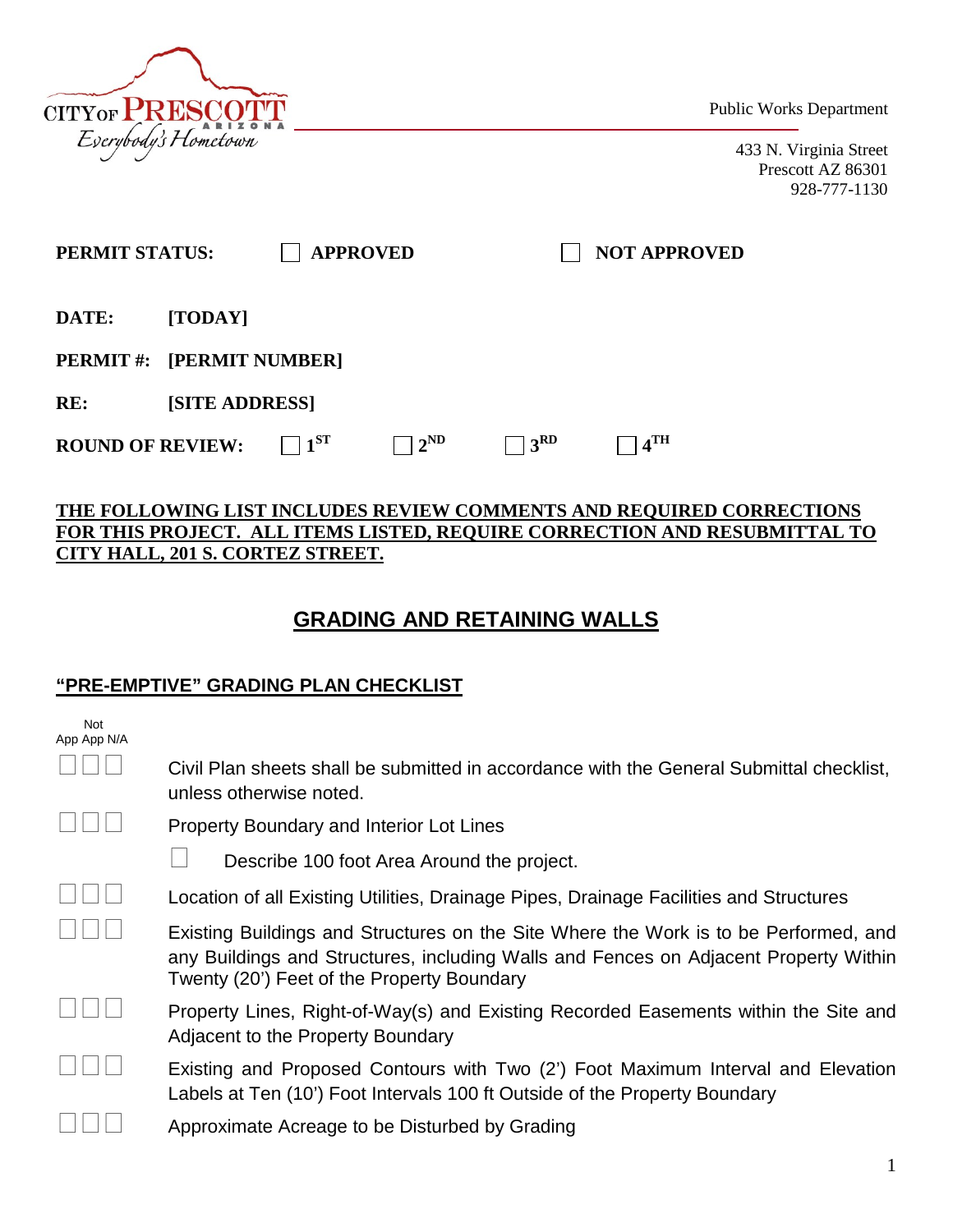CITY OF PRESCOTT ARIZONA
*Everybody's Hometown*

Public Works Department

433 N. Virginia Street
Prescott AZ 86301
928-777-1130

**PERMIT STATUS:** ☐ **APPROVED** ☐ **NOT APPROVED**

**DATE:** **[TODAY]**

**PERMIT #:** **[PERMIT NUMBER]**

**RE:** **[SITE ADDRESS]**

**ROUND OF REVIEW:** ☐ **1ST** ☐ **2ND** ☐ **3RD** ☐ **4TH**

**THE FOLLOWING LIST INCLUDES REVIEW COMMENTS AND REQUIRED CORRECTIONS FOR THIS PROJECT. ALL ITEMS LISTED, REQUIRE CORRECTION AND RESUBMITTAL TO CITY HALL, 201 S. CORTEZ STREET.**

## GRADING AND RETAINING WALLS

### "PRE-EMPTIVE" GRADING PLAN CHECKLIST

| App | Not App | N/A | Item |
|---|---|---|---|
| ☐ | ☐ | ☐ | Civil Plan sheets shall be submitted in accordance with the General Submittal checklist, unless otherwise noted. |
| ☐ | ☐ | ☐ | Property Boundary and Interior Lot Lines |
| | | | ☐ Describe 100 foot Area Around the project. |
| ☐ | ☐ | ☐ | Location of all Existing Utilities, Drainage Pipes, Drainage Facilities and Structures |
| ☐ | ☐ | ☐ | Existing Buildings and Structures on the Site Where the Work is to be Performed, and any Buildings and Structures, including Walls and Fences on Adjacent Property Within Twenty (20') Feet of the Property Boundary |
| ☐ | ☐ | ☐ | Property Lines, Right-of-Way(s) and Existing Recorded Easements within the Site and Adjacent to the Property Boundary |
| ☐ | ☐ | ☐ | Existing and Proposed Contours with Two (2') Foot Maximum Interval and Elevation Labels at Ten (10') Foot Intervals 100 ft Outside of the Property Boundary |
| ☐ | ☐ | ☐ | Approximate Acreage to be Disturbed by Grading |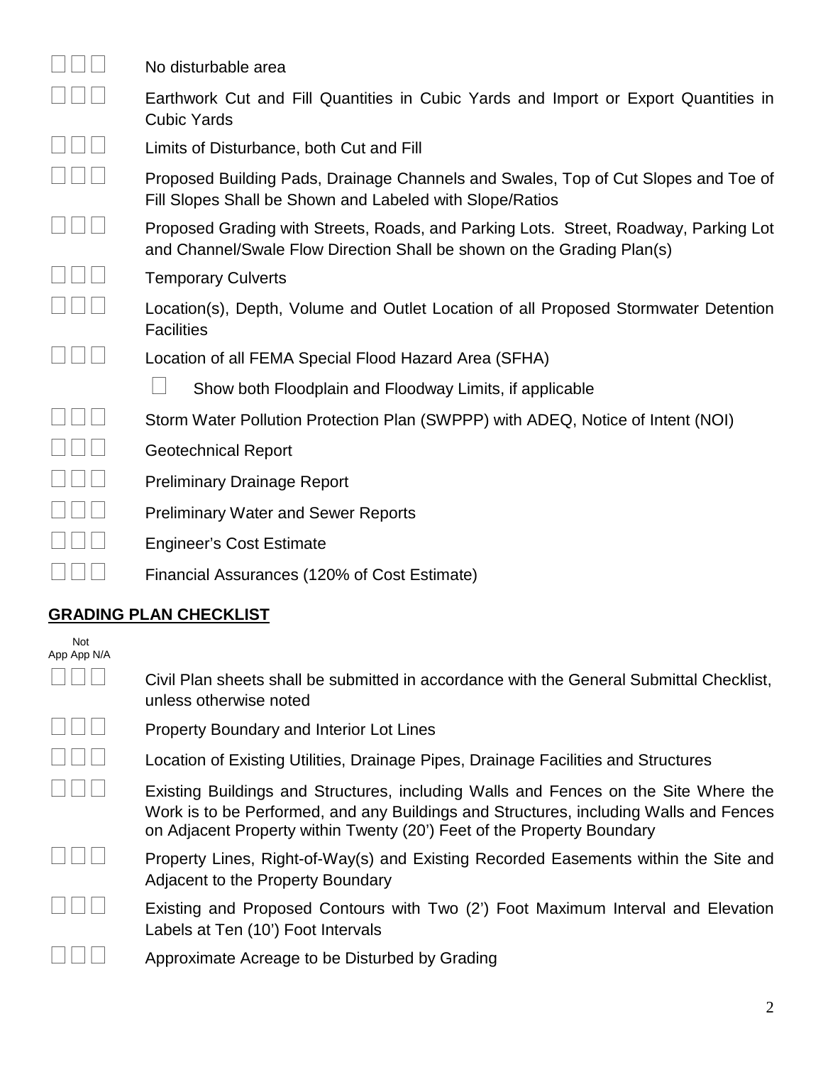☐☐☐ No disturbable area

☐☐☐ Earthwork Cut and Fill Quantities in Cubic Yards and Import or Export Quantities in Cubic Yards

☐☐☐ Limits of Disturbance, both Cut and Fill

☐☐☐ Proposed Building Pads, Drainage Channels and Swales, Top of Cut Slopes and Toe of Fill Slopes Shall be Shown and Labeled with Slope/Ratios

☐☐☐ Proposed Grading with Streets, Roads, and Parking Lots. Street, Roadway, Parking Lot and Channel/Swale Flow Direction Shall be shown on the Grading Plan(s)

☐☐☐ Temporary Culverts

☐☐☐ Location(s), Depth, Volume and Outlet Location of all Proposed Stormwater Detention Facilities

☐☐☐ Location of all FEMA Special Flood Hazard Area (SFHA)

- ☐ Show both Floodplain and Floodway Limits, if applicable

☐☐☐ Storm Water Pollution Protection Plan (SWPPP) with ADEQ, Notice of Intent (NOI)

☐☐☐ Geotechnical Report

☐☐☐ Preliminary Drainage Report

☐☐☐ Preliminary Water and Sewer Reports

☐☐☐ Engineer's Cost Estimate

☐☐☐ Financial Assurances (120% of Cost Estimate)

## **GRADING PLAN CHECKLIST**

App | Not App | N/A

☐☐☐ Civil Plan sheets shall be submitted in accordance with the General Submittal Checklist, unless otherwise noted

☐☐☐ Property Boundary and Interior Lot Lines

☐☐☐ Location of Existing Utilities, Drainage Pipes, Drainage Facilities and Structures

☐☐☐ Existing Buildings and Structures, including Walls and Fences on the Site Where the Work is to be Performed, and any Buildings and Structures, including Walls and Fences on Adjacent Property within Twenty (20') Feet of the Property Boundary

☐☐☐ Property Lines, Right-of-Way(s) and Existing Recorded Easements within the Site and Adjacent to the Property Boundary

☐☐☐ Existing and Proposed Contours with Two (2') Foot Maximum Interval and Elevation Labels at Ten (10') Foot Intervals

☐☐☐ Approximate Acreage to be Disturbed by Grading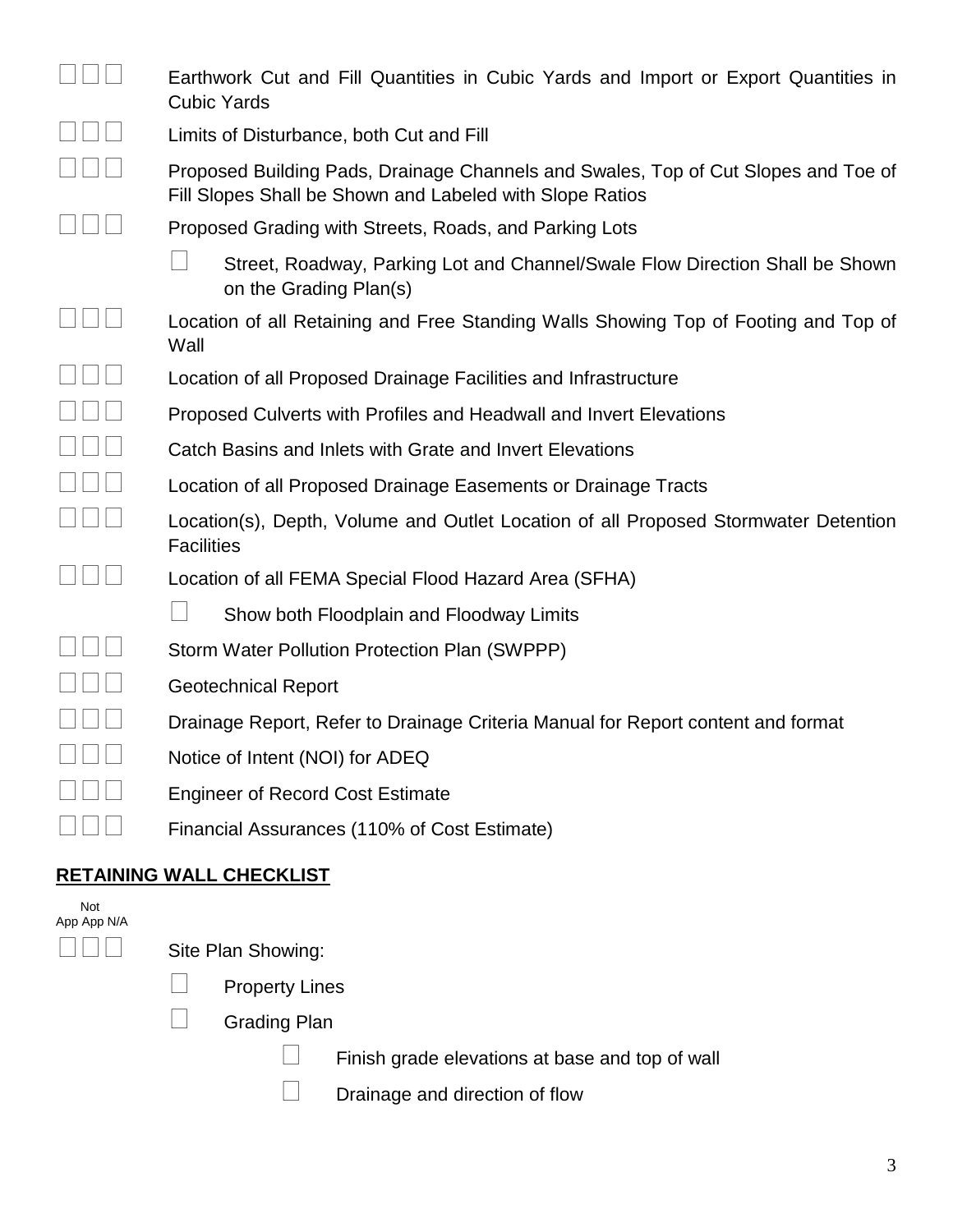☐ ☐ ☐ Earthwork Cut and Fill Quantities in Cubic Yards and Import or Export Quantities in Cubic Yards

☐ ☐ ☐ Limits of Disturbance, both Cut and Fill

☐ ☐ ☐ Proposed Building Pads, Drainage Channels and Swales, Top of Cut Slopes and Toe of Fill Slopes Shall be Shown and Labeled with Slope Ratios

☐ ☐ ☐ Proposed Grading with Streets, Roads, and Parking Lots

- ☐ Street, Roadway, Parking Lot and Channel/Swale Flow Direction Shall be Shown on the Grading Plan(s)

☐ ☐ ☐ Location of all Retaining and Free Standing Walls Showing Top of Footing and Top of Wall

☐ ☐ ☐ Location of all Proposed Drainage Facilities and Infrastructure

☐ ☐ ☐ Proposed Culverts with Profiles and Headwall and Invert Elevations

☐ ☐ ☐ Catch Basins and Inlets with Grate and Invert Elevations

☐ ☐ ☐ Location of all Proposed Drainage Easements or Drainage Tracts

☐ ☐ ☐ Location(s), Depth, Volume and Outlet Location of all Proposed Stormwater Detention Facilities

☐ ☐ ☐ Location of all FEMA Special Flood Hazard Area (SFHA)

- ☐ Show both Floodplain and Floodway Limits

☐ ☐ ☐ Storm Water Pollution Protection Plan (SWPPP)

☐ ☐ ☐ Geotechnical Report

☐ ☐ ☐ Drainage Report, Refer to Drainage Criteria Manual for Report content and format

☐ ☐ ☐ Notice of Intent (NOI) for ADEQ

☐ ☐ ☐ Engineer of Record Cost Estimate

☐ ☐ ☐ Financial Assurances (110% of Cost Estimate)

## RETAINING WALL CHECKLIST

App | Not App | N/A

☐ ☐ ☐ Site Plan Showing:

- ☐ Property Lines
- ☐ Grading Plan
  - ☐ Finish grade elevations at base and top of wall
  - ☐ Drainage and direction of flow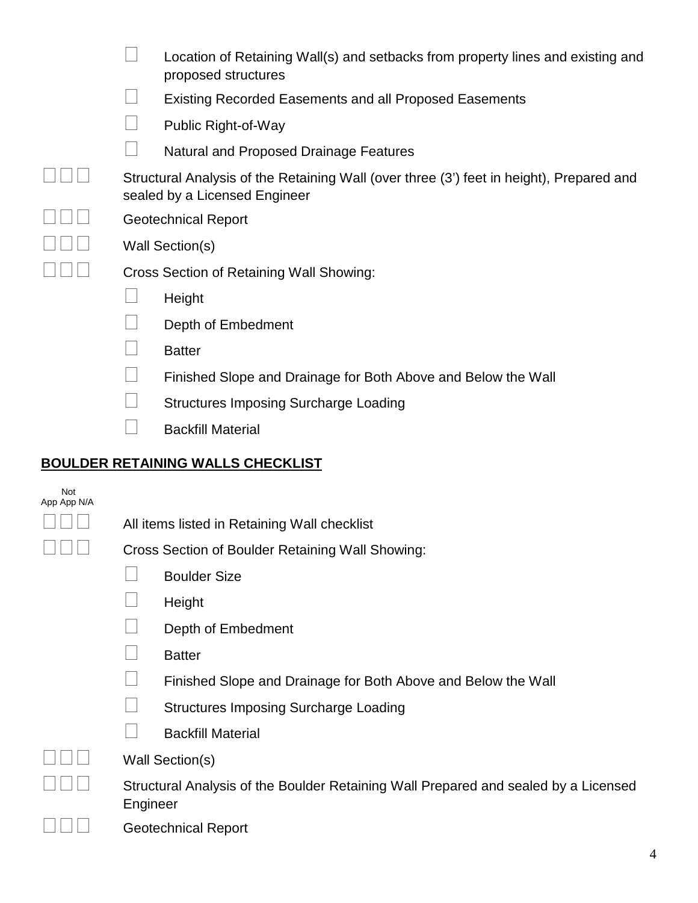- ☐ Location of Retaining Wall(s) and setbacks from property lines and existing and proposed structures
- ☐ Existing Recorded Easements and all Proposed Easements
- ☐ Public Right-of-Way
- ☐ Natural and Proposed Drainage Features

☐ ☐ ☐ Structural Analysis of the Retaining Wall (over three (3') feet in height), Prepared and sealed by a Licensed Engineer

☐ ☐ ☐ Geotechnical Report

☐ ☐ ☐ Wall Section(s)

☐ ☐ ☐ Cross Section of Retaining Wall Showing:

- ☐ Height
- ☐ Depth of Embedment
- ☐ Batter
- ☐ Finished Slope and Drainage for Both Above and Below the Wall
- ☐ Structures Imposing Surcharge Loading
- ☐ Backfill Material

## BOULDER RETAINING WALLS CHECKLIST

App | Not App | N/A

☐ ☐ ☐ All items listed in Retaining Wall checklist

☐ ☐ ☐ Cross Section of Boulder Retaining Wall Showing:

- ☐ Boulder Size
- ☐ Height
- ☐ Depth of Embedment
- ☐ Batter
- ☐ Finished Slope and Drainage for Both Above and Below the Wall
- ☐ Structures Imposing Surcharge Loading
- ☐ Backfill Material

☐ ☐ ☐ Wall Section(s)

☐ ☐ ☐ Structural Analysis of the Boulder Retaining Wall Prepared and sealed by a Licensed Engineer

☐ ☐ ☐ Geotechnical Report